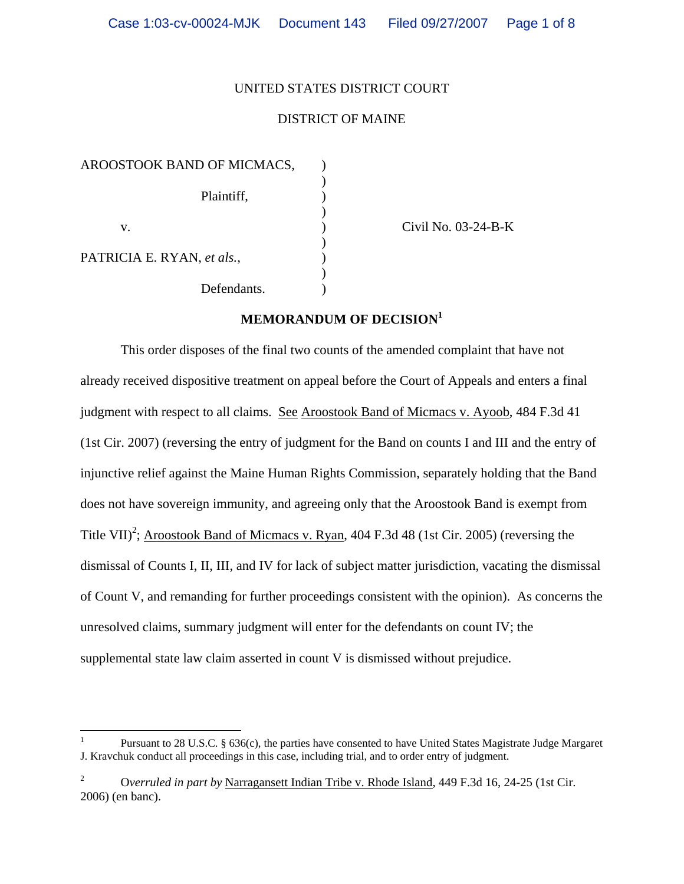UNITED STATES DISTRICT COURT

DISTRICT OF MAINE

AROOSTOOK BAND OF MICMACS, )
Plaintiff, )
v. ) Civil No. 03-24-B-K
PATRICIA E. RYAN, *et als.*, )
Defendants. )

**MEMORANDUM OF DECISION[1]**

This order disposes of the final two counts of the amended complaint that have not already received dispositive treatment on appeal before the Court of Appeals and enters a final judgment with respect to all claims. See Aroostook Band of Micmacs v. Ayoob, 484 F.3d 41 (1st Cir. 2007) (reversing the entry of judgment for the Band on counts I and III and the entry of injunctive relief against the Maine Human Rights Commission, separately holding that the Band does not have sovereign immunity, and agreeing only that the Aroostook Band is exempt from Title VII)[2]; Aroostook Band of Micmacs v. Ryan, 404 F.3d 48 (1st Cir. 2005) (reversing the dismissal of Counts I, II, III, and IV for lack of subject matter jurisdiction, vacating the dismissal of Count V, and remanding for further proceedings consistent with the opinion). As concerns the unresolved claims, summary judgment will enter for the defendants on count IV; the supplemental state law claim asserted in count V is dismissed without prejudice.

---

[1] Pursuant to 28 U.S.C. § 636(c), the parties have consented to have United States Magistrate Judge Margaret J. Kravchuk conduct all proceedings in this case, including trial, and to order entry of judgment.

[2] *Overruled in part by* Narragansett Indian Tribe v. Rhode Island, 449 F.3d 16, 24-25 (1st Cir. 2006) (en banc).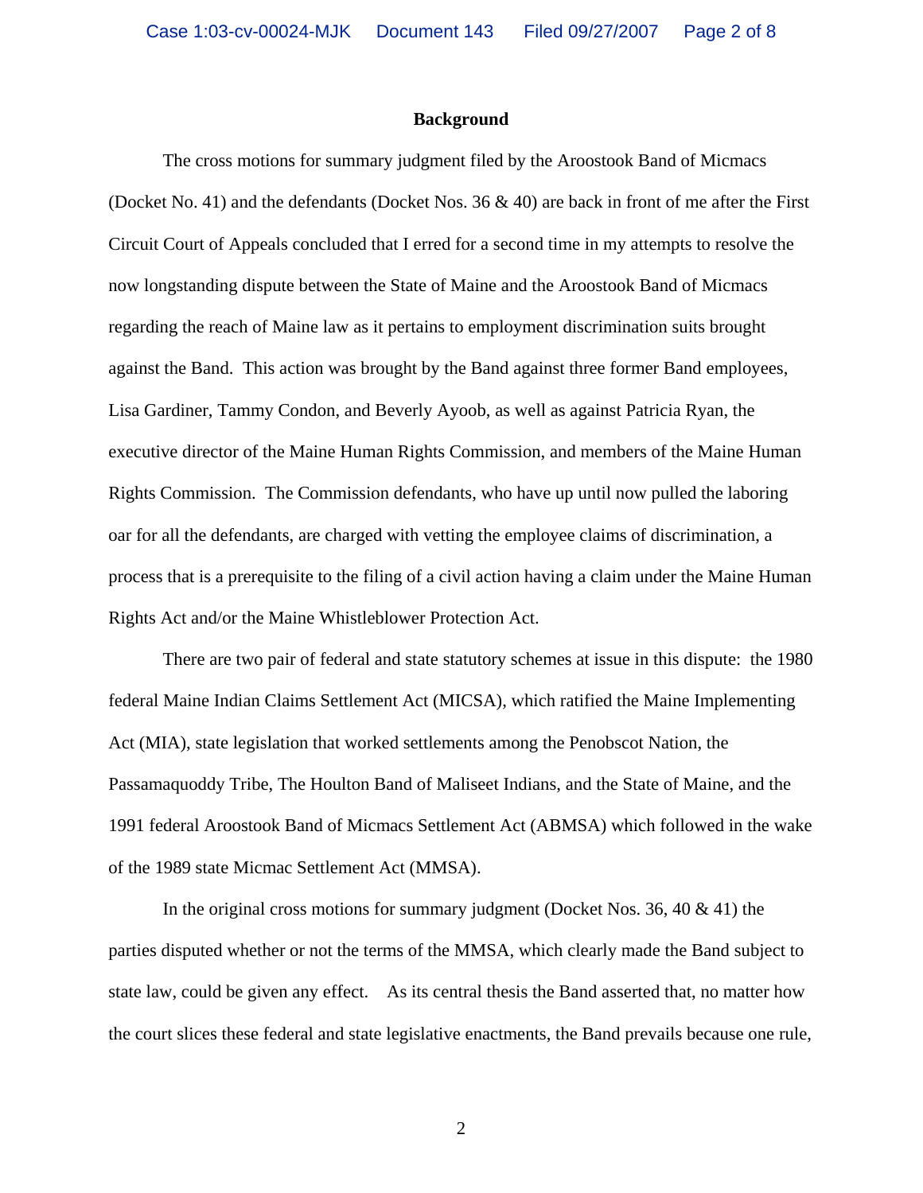## Background

The cross motions for summary judgment filed by the Aroostook Band of Micmacs (Docket No. 41) and the defendants (Docket Nos. 36 & 40) are back in front of me after the First Circuit Court of Appeals concluded that I erred for a second time in my attempts to resolve the now longstanding dispute between the State of Maine and the Aroostook Band of Micmacs regarding the reach of Maine law as it pertains to employment discrimination suits brought against the Band. This action was brought by the Band against three former Band employees, Lisa Gardiner, Tammy Condon, and Beverly Ayoob, as well as against Patricia Ryan, the executive director of the Maine Human Rights Commission, and members of the Maine Human Rights Commission. The Commission defendants, who have up until now pulled the laboring oar for all the defendants, are charged with vetting the employee claims of discrimination, a process that is a prerequisite to the filing of a civil action having a claim under the Maine Human Rights Act and/or the Maine Whistleblower Protection Act.

There are two pair of federal and state statutory schemes at issue in this dispute: the 1980 federal Maine Indian Claims Settlement Act (MICSA), which ratified the Maine Implementing Act (MIA), state legislation that worked settlements among the Penobscot Nation, the Passamaquoddy Tribe, The Houlton Band of Maliseet Indians, and the State of Maine, and the 1991 federal Aroostook Band of Micmacs Settlement Act (ABMSA) which followed in the wake of the 1989 state Micmac Settlement Act (MMSA).

In the original cross motions for summary judgment (Docket Nos. 36, 40 & 41) the parties disputed whether or not the terms of the MMSA, which clearly made the Band subject to state law, could be given any effect. As its central thesis the Band asserted that, no matter how the court slices these federal and state legislative enactments, the Band prevails because one rule,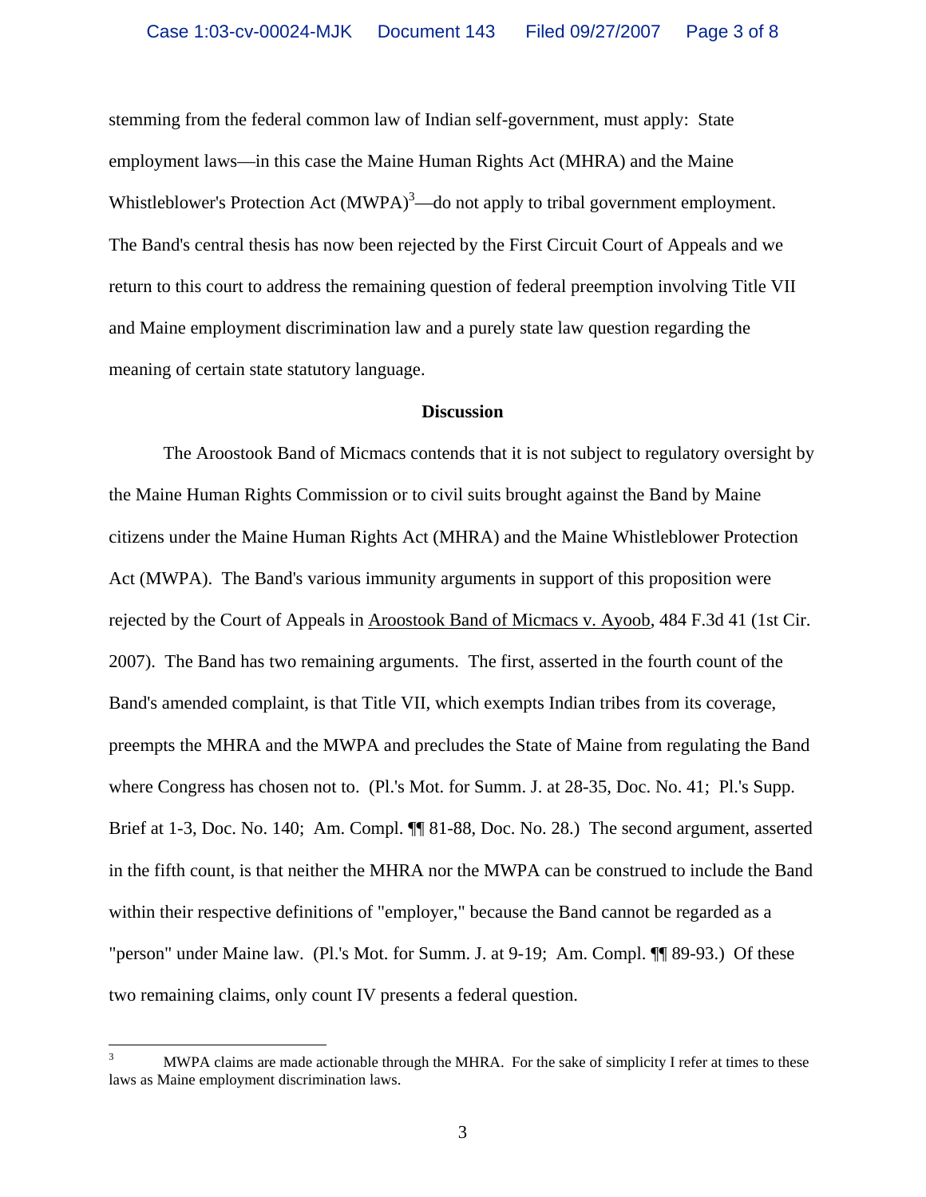stemming from the federal common law of Indian self-government, must apply: State employment laws—in this case the Maine Human Rights Act (MHRA) and the Maine Whistleblower's Protection Act (MWPA)[3]—do not apply to tribal government employment. The Band's central thesis has now been rejected by the First Circuit Court of Appeals and we return to this court to address the remaining question of federal preemption involving Title VII and Maine employment discrimination law and a purely state law question regarding the meaning of certain state statutory language.

**Discussion**

The Aroostook Band of Micmacs contends that it is not subject to regulatory oversight by the Maine Human Rights Commission or to civil suits brought against the Band by Maine citizens under the Maine Human Rights Act (MHRA) and the Maine Whistleblower Protection Act (MWPA). The Band's various immunity arguments in support of this proposition were rejected by the Court of Appeals in Aroostook Band of Micmacs v. Ayoob, 484 F.3d 41 (1st Cir. 2007). The Band has two remaining arguments. The first, asserted in the fourth count of the Band's amended complaint, is that Title VII, which exempts Indian tribes from its coverage, preempts the MHRA and the MWPA and precludes the State of Maine from regulating the Band where Congress has chosen not to. (Pl.'s Mot. for Summ. J. at 28-35, Doc. No. 41; Pl.'s Supp. Brief at 1-3, Doc. No. 140; Am. Compl. ¶¶ 81-88, Doc. No. 28.) The second argument, asserted in the fifth count, is that neither the MHRA nor the MWPA can be construed to include the Band within their respective definitions of "employer," because the Band cannot be regarded as a "person" under Maine law. (Pl.'s Mot. for Summ. J. at 9-19; Am. Compl. ¶¶ 89-93.) Of these two remaining claims, only count IV presents a federal question.

[3] MWPA claims are made actionable through the MHRA. For the sake of simplicity I refer at times to these laws as Maine employment discrimination laws.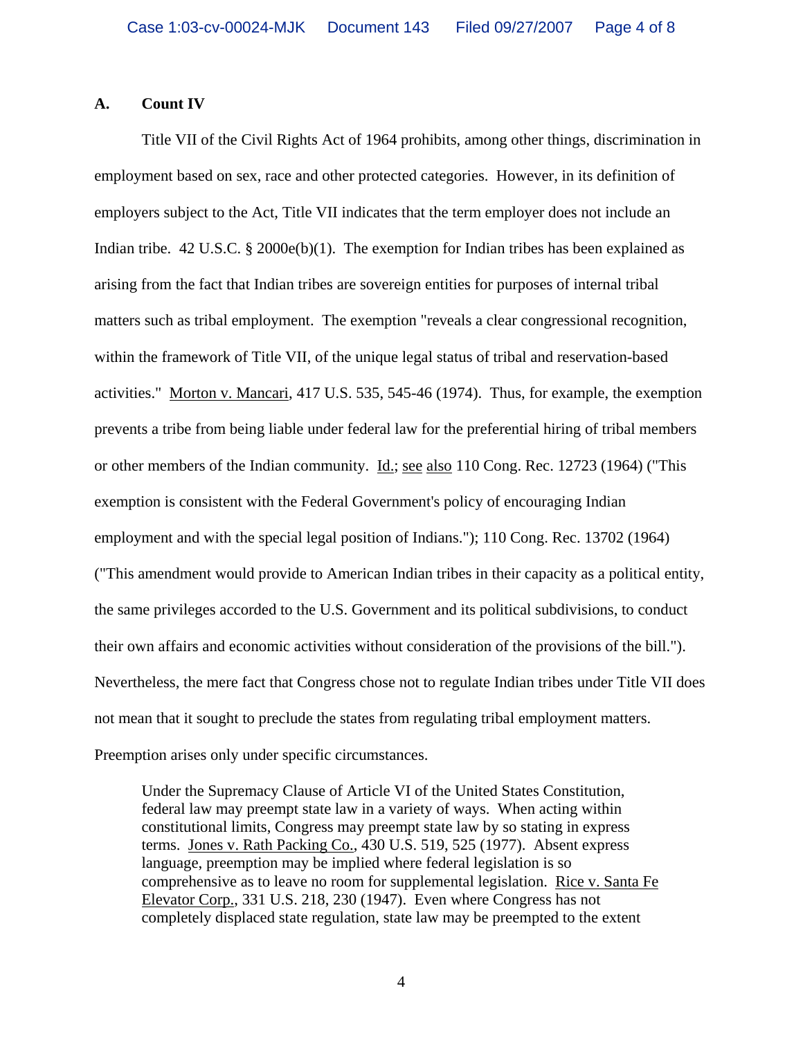### A. Count IV

Title VII of the Civil Rights Act of 1964 prohibits, among other things, discrimination in employment based on sex, race and other protected categories. However, in its definition of employers subject to the Act, Title VII indicates that the term employer does not include an Indian tribe. 42 U.S.C. § 2000e(b)(1). The exemption for Indian tribes has been explained as arising from the fact that Indian tribes are sovereign entities for purposes of internal tribal matters such as tribal employment. The exemption "reveals a clear congressional recognition, within the framework of Title VII, of the unique legal status of tribal and reservation-based activities." Morton v. Mancari, 417 U.S. 535, 545-46 (1974). Thus, for example, the exemption prevents a tribe from being liable under federal law for the preferential hiring of tribal members or other members of the Indian community. Id.; see also 110 Cong. Rec. 12723 (1964) ("This exemption is consistent with the Federal Government's policy of encouraging Indian employment and with the special legal position of Indians."); 110 Cong. Rec. 13702 (1964) ("This amendment would provide to American Indian tribes in their capacity as a political entity, the same privileges accorded to the U.S. Government and its political subdivisions, to conduct their own affairs and economic activities without consideration of the provisions of the bill."). Nevertheless, the mere fact that Congress chose not to regulate Indian tribes under Title VII does not mean that it sought to preclude the states from regulating tribal employment matters. Preemption arises only under specific circumstances.

> Under the Supremacy Clause of Article VI of the United States Constitution, federal law may preempt state law in a variety of ways. When acting within constitutional limits, Congress may preempt state law by so stating in express terms. Jones v. Rath Packing Co., 430 U.S. 519, 525 (1977). Absent express language, preemption may be implied where federal legislation is so comprehensive as to leave no room for supplemental legislation. Rice v. Santa Fe Elevator Corp., 331 U.S. 218, 230 (1947). Even where Congress has not completely displaced state regulation, state law may be preempted to the extent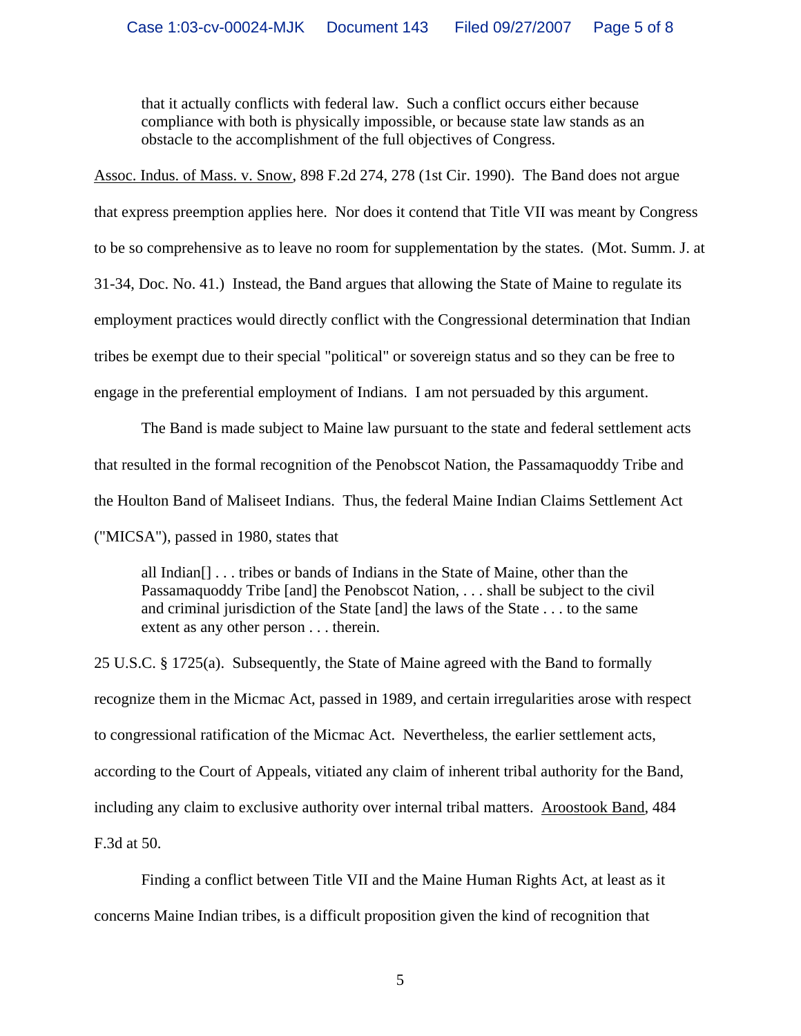> that it actually conflicts with federal law. Such a conflict occurs either because compliance with both is physically impossible, or because state law stands as an obstacle to the accomplishment of the full objectives of Congress.

Assoc. Indus. of Mass. v. Snow, 898 F.2d 274, 278 (1st Cir. 1990). The Band does not argue that express preemption applies here. Nor does it contend that Title VII was meant by Congress to be so comprehensive as to leave no room for supplementation by the states. (Mot. Summ. J. at 31-34, Doc. No. 41.) Instead, the Band argues that allowing the State of Maine to regulate its employment practices would directly conflict with the Congressional determination that Indian tribes be exempt due to their special "political" or sovereign status and so they can be free to engage in the preferential employment of Indians. I am not persuaded by this argument.

The Band is made subject to Maine law pursuant to the state and federal settlement acts that resulted in the formal recognition of the Penobscot Nation, the Passamaquoddy Tribe and the Houlton Band of Maliseet Indians. Thus, the federal Maine Indian Claims Settlement Act ("MICSA"), passed in 1980, states that

> all Indian[] . . . tribes or bands of Indians in the State of Maine, other than the Passamaquoddy Tribe [and] the Penobscot Nation, . . . shall be subject to the civil and criminal jurisdiction of the State [and] the laws of the State . . . to the same extent as any other person . . . therein.

25 U.S.C. § 1725(a). Subsequently, the State of Maine agreed with the Band to formally recognize them in the Micmac Act, passed in 1989, and certain irregularities arose with respect to congressional ratification of the Micmac Act. Nevertheless, the earlier settlement acts, according to the Court of Appeals, vitiated any claim of inherent tribal authority for the Band, including any claim to exclusive authority over internal tribal matters. Aroostook Band, 484 F.3d at 50.

Finding a conflict between Title VII and the Maine Human Rights Act, at least as it concerns Maine Indian tribes, is a difficult proposition given the kind of recognition that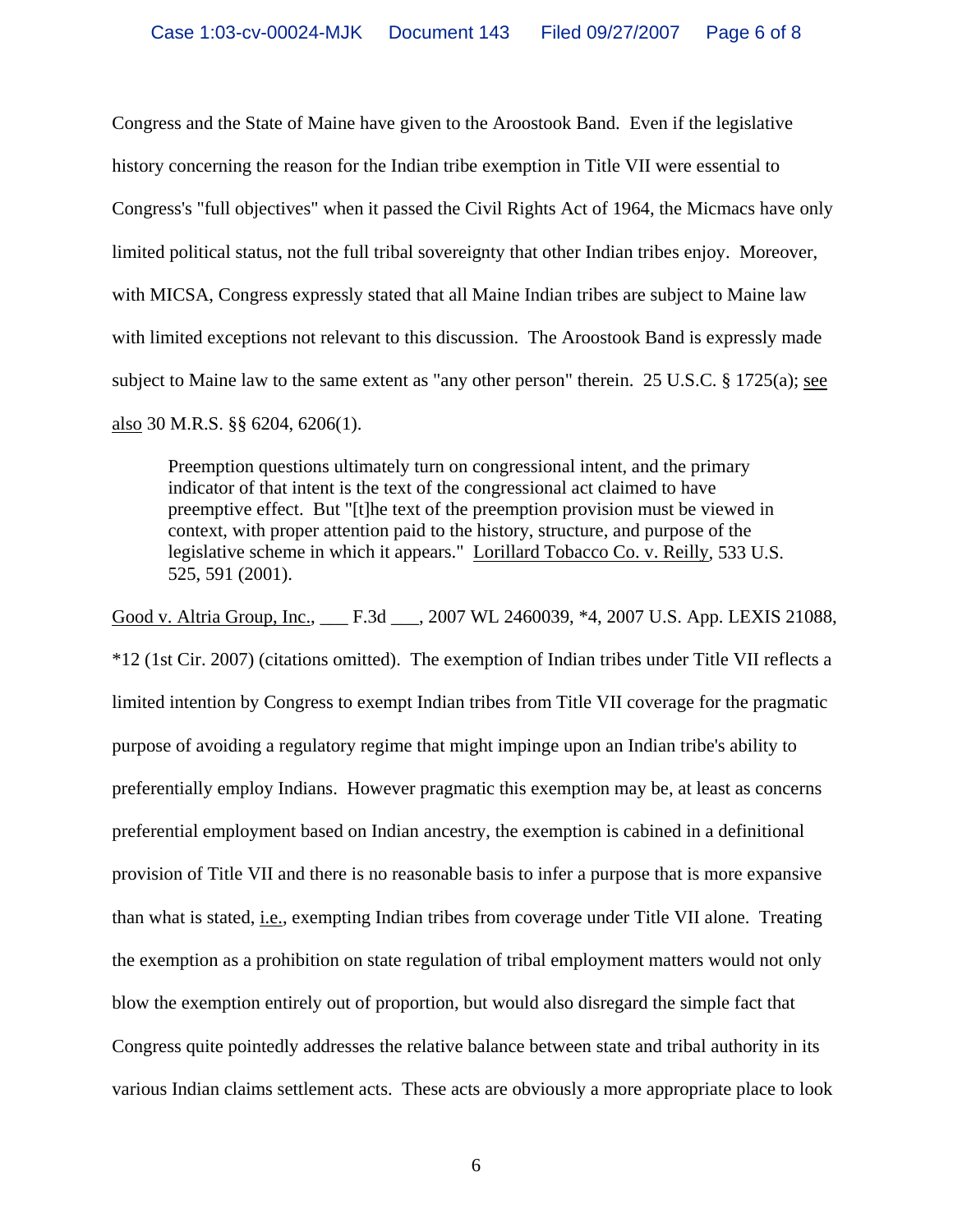Congress and the State of Maine have given to the Aroostook Band. Even if the legislative history concerning the reason for the Indian tribe exemption in Title VII were essential to Congress's "full objectives" when it passed the Civil Rights Act of 1964, the Micmacs have only limited political status, not the full tribal sovereignty that other Indian tribes enjoy. Moreover, with MICSA, Congress expressly stated that all Maine Indian tribes are subject to Maine law with limited exceptions not relevant to this discussion. The Aroostook Band is expressly made subject to Maine law to the same extent as "any other person" therein. 25 U.S.C. § 1725(a); see also 30 M.R.S. §§ 6204, 6206(1).

> Preemption questions ultimately turn on congressional intent, and the primary indicator of that intent is the text of the congressional act claimed to have preemptive effect. But "[t]he text of the preemption provision must be viewed in context, with proper attention paid to the history, structure, and purpose of the legislative scheme in which it appears." Lorillard Tobacco Co. v. Reilly, 533 U.S. 525, 591 (2001).

Good v. Altria Group, Inc., ___ F.3d ___, 2007 WL 2460039, *4, 2007 U.S. App. LEXIS 21088, *12 (1st Cir. 2007) (citations omitted). The exemption of Indian tribes under Title VII reflects a limited intention by Congress to exempt Indian tribes from Title VII coverage for the pragmatic purpose of avoiding a regulatory regime that might impinge upon an Indian tribe's ability to preferentially employ Indians. However pragmatic this exemption may be, at least as concerns preferential employment based on Indian ancestry, the exemption is cabined in a definitional provision of Title VII and there is no reasonable basis to infer a purpose that is more expansive than what is stated, i.e., exempting Indian tribes from coverage under Title VII alone. Treating the exemption as a prohibition on state regulation of tribal employment matters would not only blow the exemption entirely out of proportion, but would also disregard the simple fact that Congress quite pointedly addresses the relative balance between state and tribal authority in its various Indian claims settlement acts. These acts are obviously a more appropriate place to look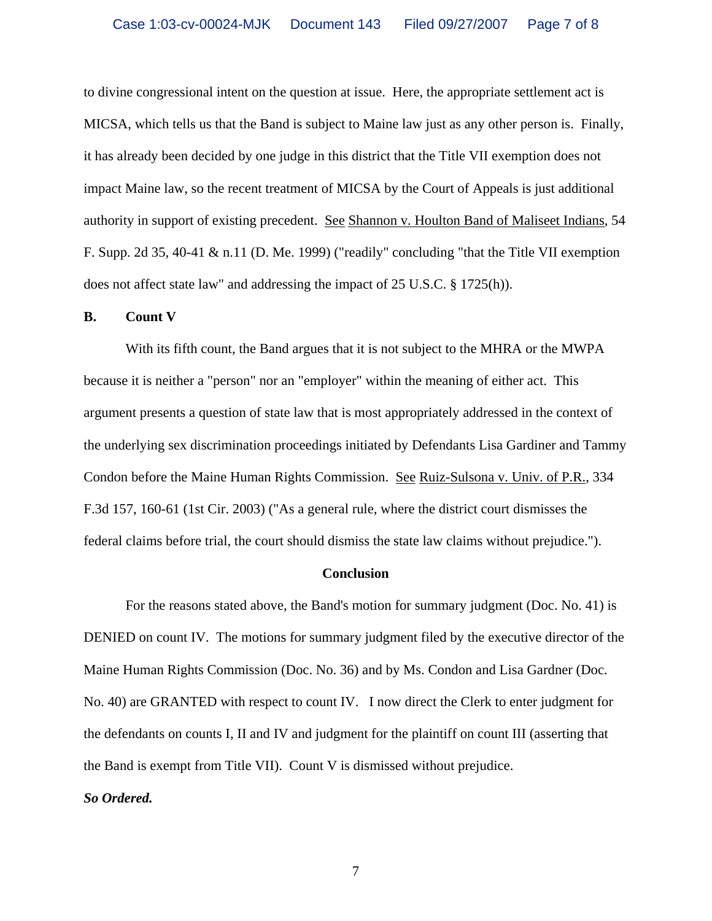to divine congressional intent on the question at issue. Here, the appropriate settlement act is MICSA, which tells us that the Band is subject to Maine law just as any other person is. Finally, it has already been decided by one judge in this district that the Title VII exemption does not impact Maine law, so the recent treatment of MICSA by the Court of Appeals is just additional authority in support of existing precedent. See Shannon v. Houlton Band of Maliseet Indians, 54 F. Supp. 2d 35, 40-41 & n.11 (D. Me. 1999) ("readily" concluding "that the Title VII exemption does not affect state law" and addressing the impact of 25 U.S.C. § 1725(h)).

**B. Count V**

With its fifth count, the Band argues that it is not subject to the MHRA or the MWPA because it is neither a "person" nor an "employer" within the meaning of either act. This argument presents a question of state law that is most appropriately addressed in the context of the underlying sex discrimination proceedings initiated by Defendants Lisa Gardiner and Tammy Condon before the Maine Human Rights Commission. See Ruiz-Sulsona v. Univ. of P.R., 334 F.3d 157, 160-61 (1st Cir. 2003) ("As a general rule, where the district court dismisses the federal claims before trial, the court should dismiss the state law claims without prejudice.").

**Conclusion**

For the reasons stated above, the Band's motion for summary judgment (Doc. No. 41) is DENIED on count IV. The motions for summary judgment filed by the executive director of the Maine Human Rights Commission (Doc. No. 36) and by Ms. Condon and Lisa Gardner (Doc. No. 40) are GRANTED with respect to count IV. I now direct the Clerk to enter judgment for the defendants on counts I, II and IV and judgment for the plaintiff on count III (asserting that the Band is exempt from Title VII). Count V is dismissed without prejudice.

***So Ordered.***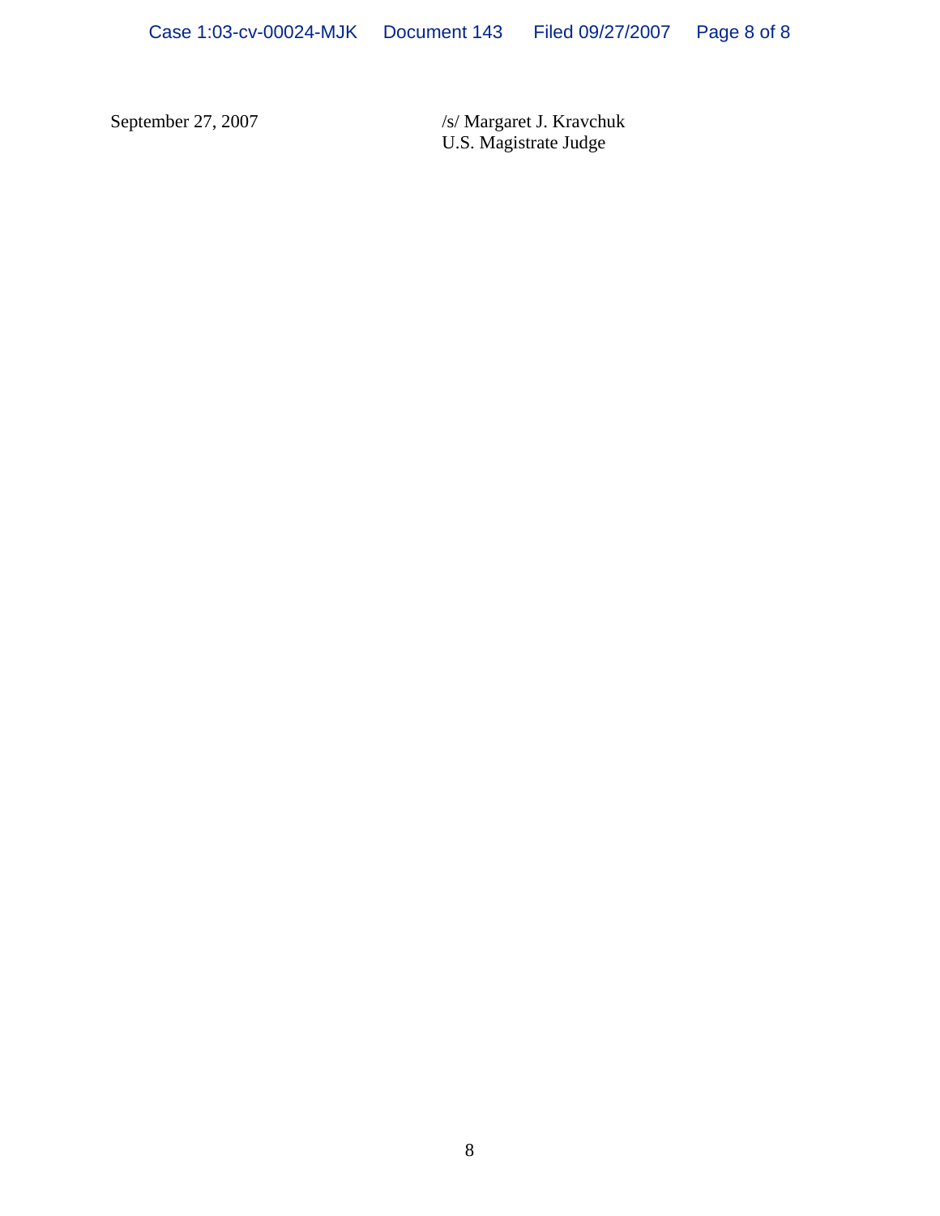September 27, 2007

/s/ Margaret J. Kravchuk
U.S. Magistrate Judge